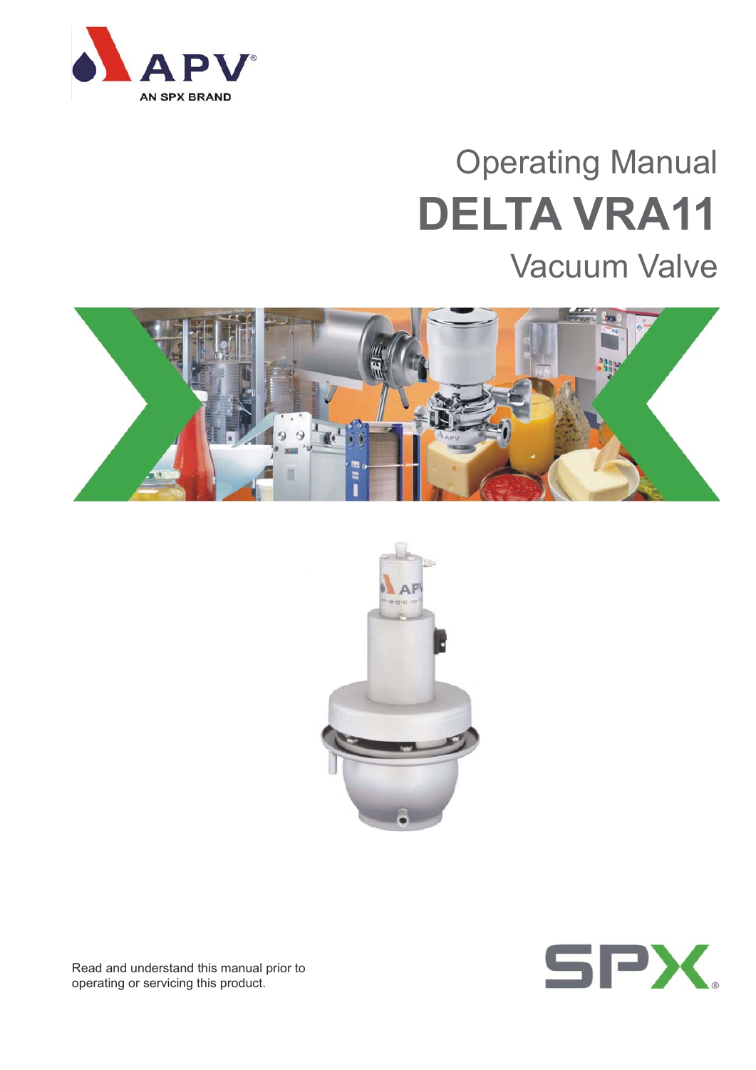APV

AN SPX BRAND

# Operating Manual

# DELTA VRA11

## Vacuum Valve

Read and understand this manual prior to operating or servicing this product.

SPX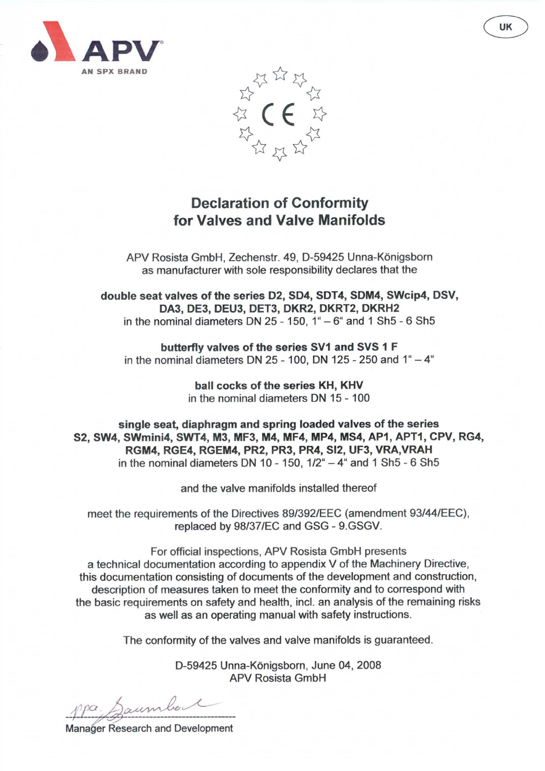UK

APV

AN SPX BRAND

# Declaration of Conformity for Valves and Valve Manifolds

APV Rosista GmbH, Zechenstr. 49, D-59425 Unna-Königsborn
as manufacturer with sole responsibility declares that the

**double seat valves of the series D2, SD4, SDT4, SDM4, SWcip4, DSV, DA3, DE3, DEU3, DET3, DKR2, DKRT2, DKRH2**
in the nominal diameters DN 25 - 150, 1" – 6" and 1 Sh5 - 6 Sh5

**butterfly valves of the series SV1 and SVS 1 F**
in the nominal diameters DN 25 - 100, DN 125 - 250 and 1" – 4"

**ball cocks of the series KH, KHV**
in the nominal diameters DN 15 - 100

**single seat, diaphragm and spring loaded valves of the series S2, SW4, SWmini4, SWT4, M3, MF3, M4, MF4, MP4, MS4, AP1, APT1, CPV, RG4, RGM4, RGE4, RGEM4, PR2, PR3, PR4, SI2, UF3, VRA,VRAH**
in the nominal diameters DN 10 - 150, 1/2" – 4" and 1 Sh5 - 6 Sh5

and the valve manifolds installed thereof

meet the requirements of the Directives 89/392/EEC (amendment 93/44/EEC), replaced by 98/37/EC and GSG - 9.GSGV.

For official inspections, APV Rosista GmbH presents a technical documentation according to appendix V of the Machinery Directive, this documentation consisting of documents of the development and construction, description of measures taken to meet the conformity and to correspond with the basic requirements on safety and health, incl. an analysis of the remaining risks as well as an operating manual with safety instructions.

The conformity of the valves and valve manifolds is guaranteed.

D-59425 Unna-Königsborn, June 04, 2008
APV Rosista GmbH

ppa. Baumbach

Manager Research and Development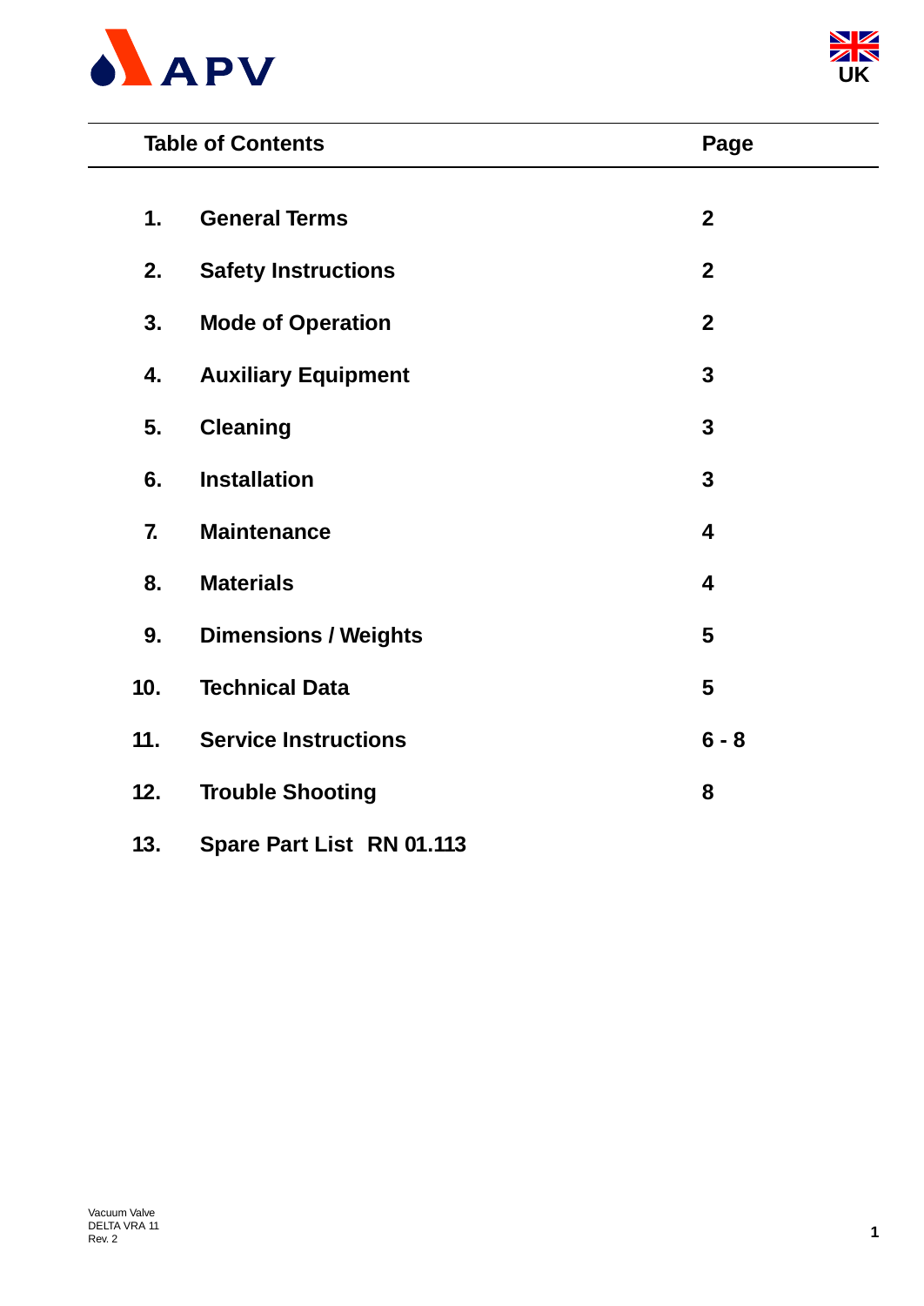| | Table of Contents | Page |
|---|---|---|
| 1. | **General Terms** | 2 |
| 2. | **Safety Instructions** | 2 |
| 3. | **Mode of Operation** | 2 |
| 4. | **Auxiliary Equipment** | 3 |
| 5. | **Cleaning** | 3 |
| 6. | **Installation** | 3 |
| 7. | **Maintenance** | 4 |
| 8. | **Materials** | 4 |
| 9. | **Dimensions / Weights** | 5 |
| 10. | **Technical Data** | 5 |
| 11. | **Service Instructions** | 6 - 8 |
| 12. | **Trouble Shooting** | 8 |
| 13. | **Spare Part List RN 01.113** | |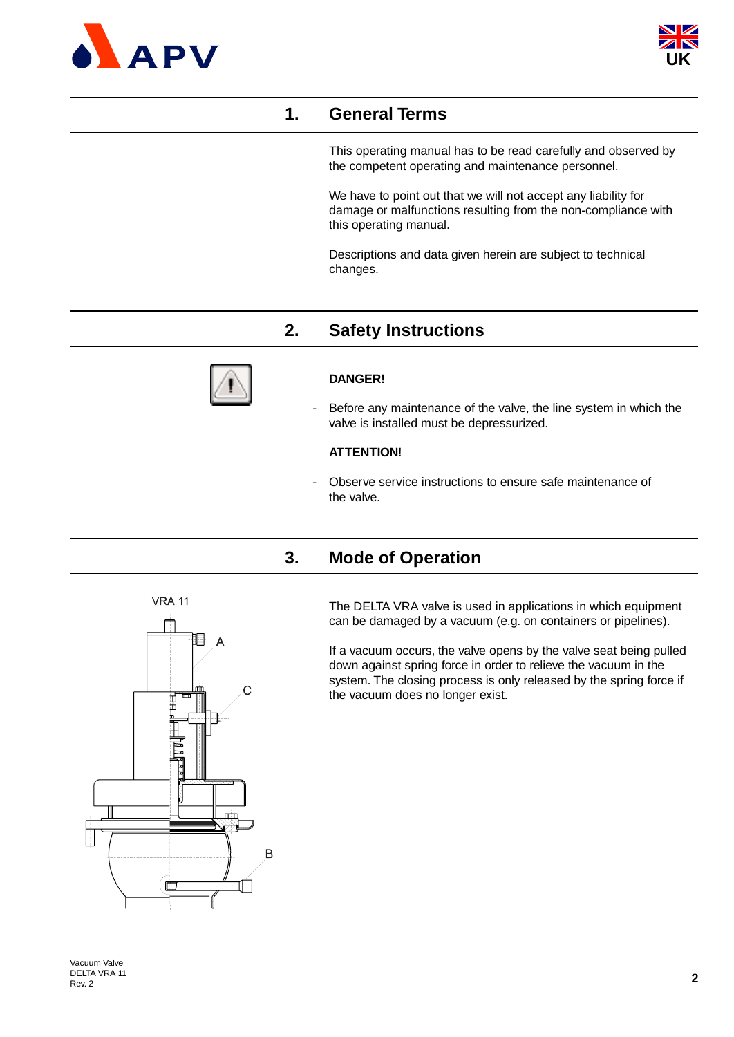## 1. General Terms

This operating manual has to be read carefully and observed by the competent operating and maintenance personnel.

We have to point out that we will not accept any liability for damage or malfunctions resulting from the non-compliance with this operating manual.

Descriptions and data given herein are subject to technical changes.

## 2. Safety Instructions

**DANGER!**

- Before any maintenance of the valve, the line system in which the valve is installed must be depressurized.

**ATTENTION!**

- Observe service instructions to ensure safe maintenance of the valve.

## 3. Mode of Operation

VRA 11

A

C

B

The DELTA VRA valve is used in applications in which equipment can be damaged by a vacuum (e.g. on containers or pipelines).

If a vacuum occurs, the valve opens by the valve seat being pulled down against spring force in order to relieve the vacuum in the system. The closing process is only released by the spring force if the vacuum does no longer exist.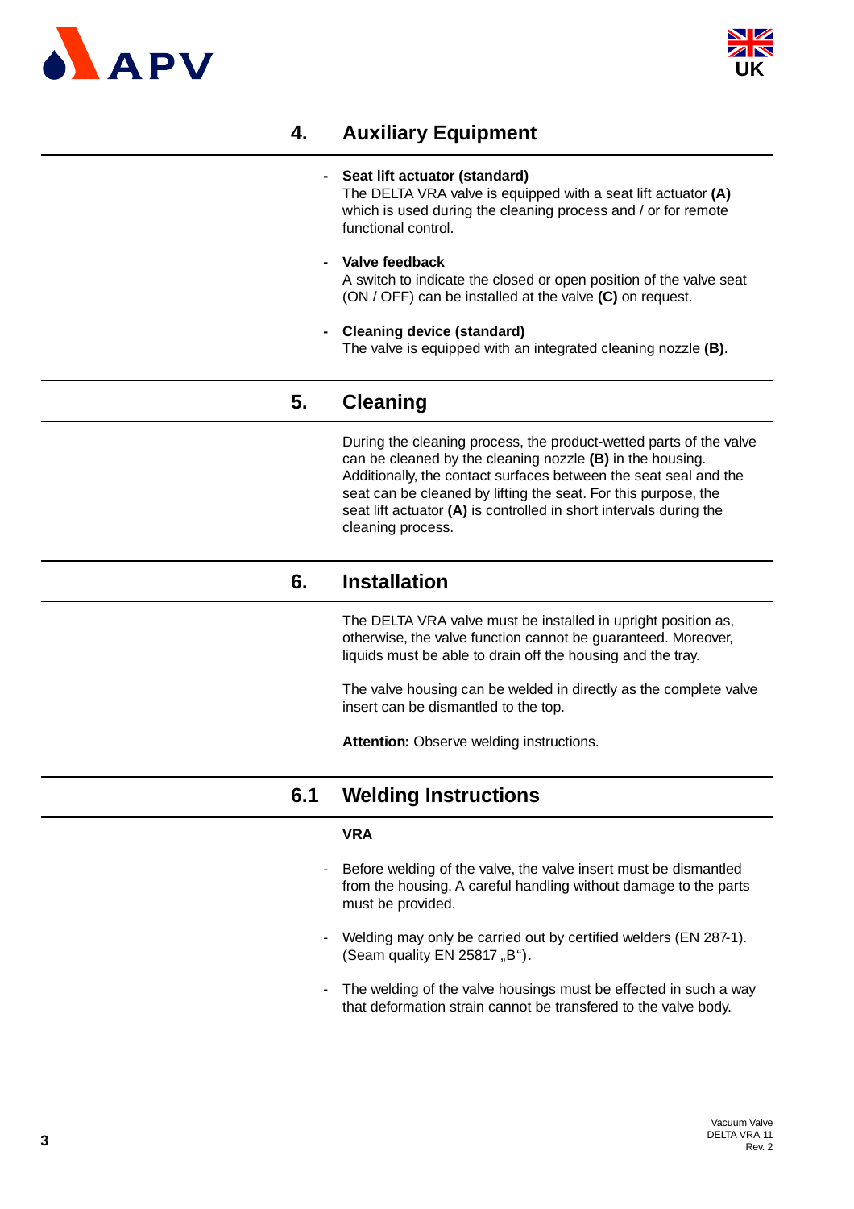## 4. Auxiliary Equipment

- **Seat lift actuator (standard)**
  The DELTA VRA valve is equipped with a seat lift actuator **(A)** which is used during the cleaning process and / or for remote functional control.

- **Valve feedback**
  A switch to indicate the closed or open position of the valve seat (ON / OFF) can be installed at the valve **(C)** on request.

- **Cleaning device (standard)**
  The valve is equipped with an integrated cleaning nozzle **(B)**.

## 5. Cleaning

During the cleaning process, the product-wetted parts of the valve can be cleaned by the cleaning nozzle **(B)** in the housing. Additionally, the contact surfaces between the seat seal and the seat can be cleaned by lifting the seat. For this purpose, the seat lift actuator **(A)** is controlled in short intervals during the cleaning process.

## 6. Installation

The DELTA VRA valve must be installed in upright position as, otherwise, the valve function cannot be guaranteed. Moreover, liquids must be able to drain off the housing and the tray.

The valve housing can be welded in directly as the complete valve insert can be dismantled to the top.

**Attention:** Observe welding instructions.

## 6.1 Welding Instructions

**VRA**

- Before welding of the valve, the valve insert must be dismantled from the housing. A careful handling without damage to the parts must be provided.

- Welding may only be carried out by certified welders (EN 287-1). (Seam quality EN 25817 „B“).

- The welding of the valve housings must be effected in such a way that deformation strain cannot be transfered to the valve body.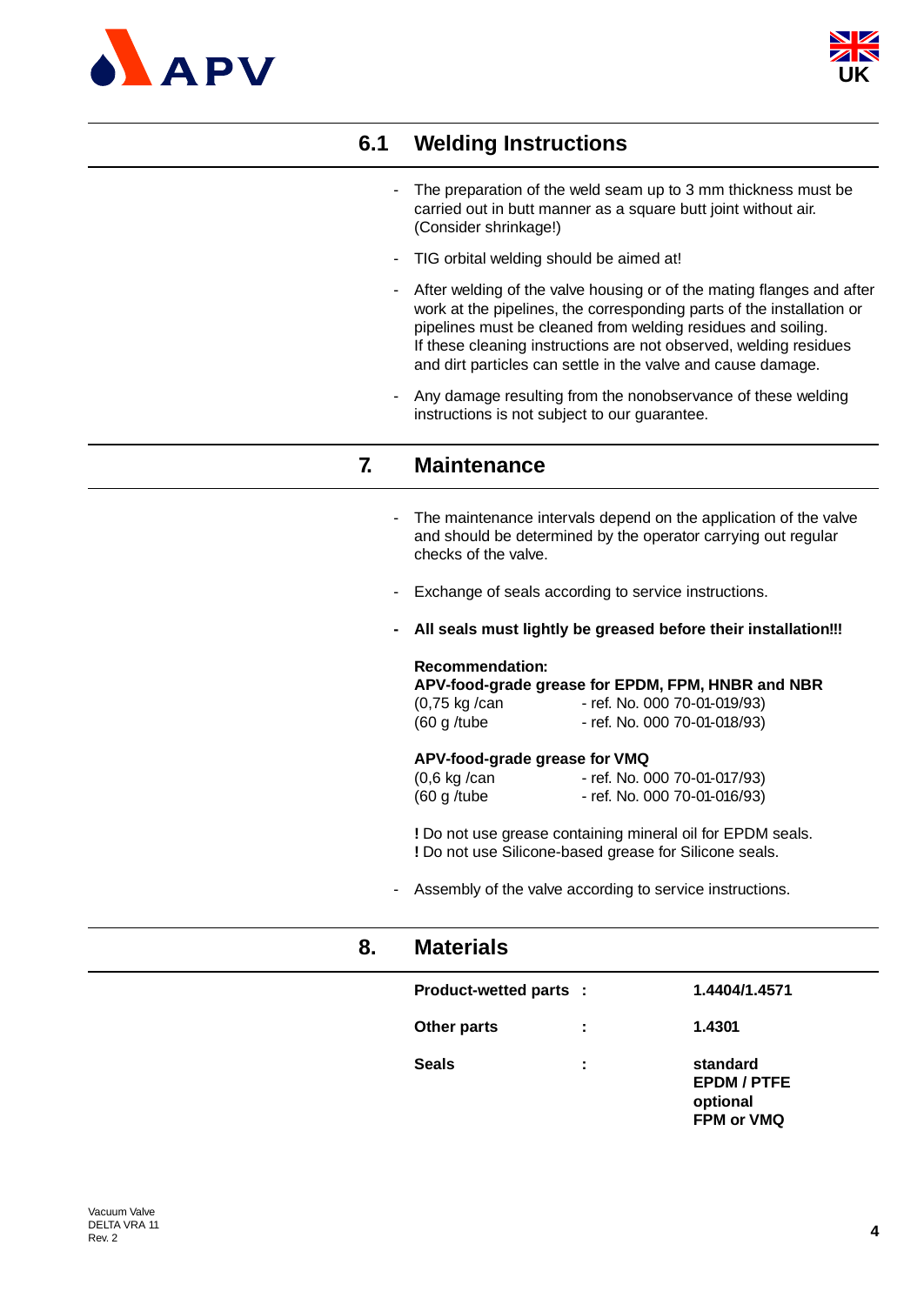## 6.1 Welding Instructions

- The preparation of the weld seam up to 3 mm thickness must be carried out in butt manner as a square butt joint without air. (Consider shrinkage!)
- TIG orbital welding should be aimed at!
- After welding of the valve housing or of the mating flanges and after work at the pipelines, the corresponding parts of the installation or pipelines must be cleaned from welding residues and soiling. If these cleaning instructions are not observed, welding residues and dirt particles can settle in the valve and cause damage.
- Any damage resulting from the nonobservance of these welding instructions is not subject to our guarantee.

## 7. Maintenance

- The maintenance intervals depend on the application of the valve and should be determined by the operator carrying out regular checks of the valve.
- Exchange of seals according to service instructions.
- **All seals must lightly be greased before their installation!!!**

**Recommendation:**
**APV-food-grade grease for EPDM, FPM, HNBR and NBR**
(0,75 kg /can - ref. No. 000 70-01-019/93)
(60 g /tube - ref. No. 000 70-01-018/93)

**APV-food-grade grease for VMQ**
(0,6 kg /can - ref. No. 000 70-01-017/93)
(60 g /tube - ref. No. 000 70-01-016/93)

**!** Do not use grease containing mineral oil for EPDM seals.
**!** Do not use Silicone-based grease for Silicone seals.

- Assembly of the valve according to service instructions.

## 8. Materials

| | | |
|---|---|---|
| **Product-wetted parts** | **:** | **1.4404/1.4571** |
| **Other parts** | **:** | **1.4301** |
| **Seals** | **:** | **standard EPDM / PTFE optional FPM or VMQ** |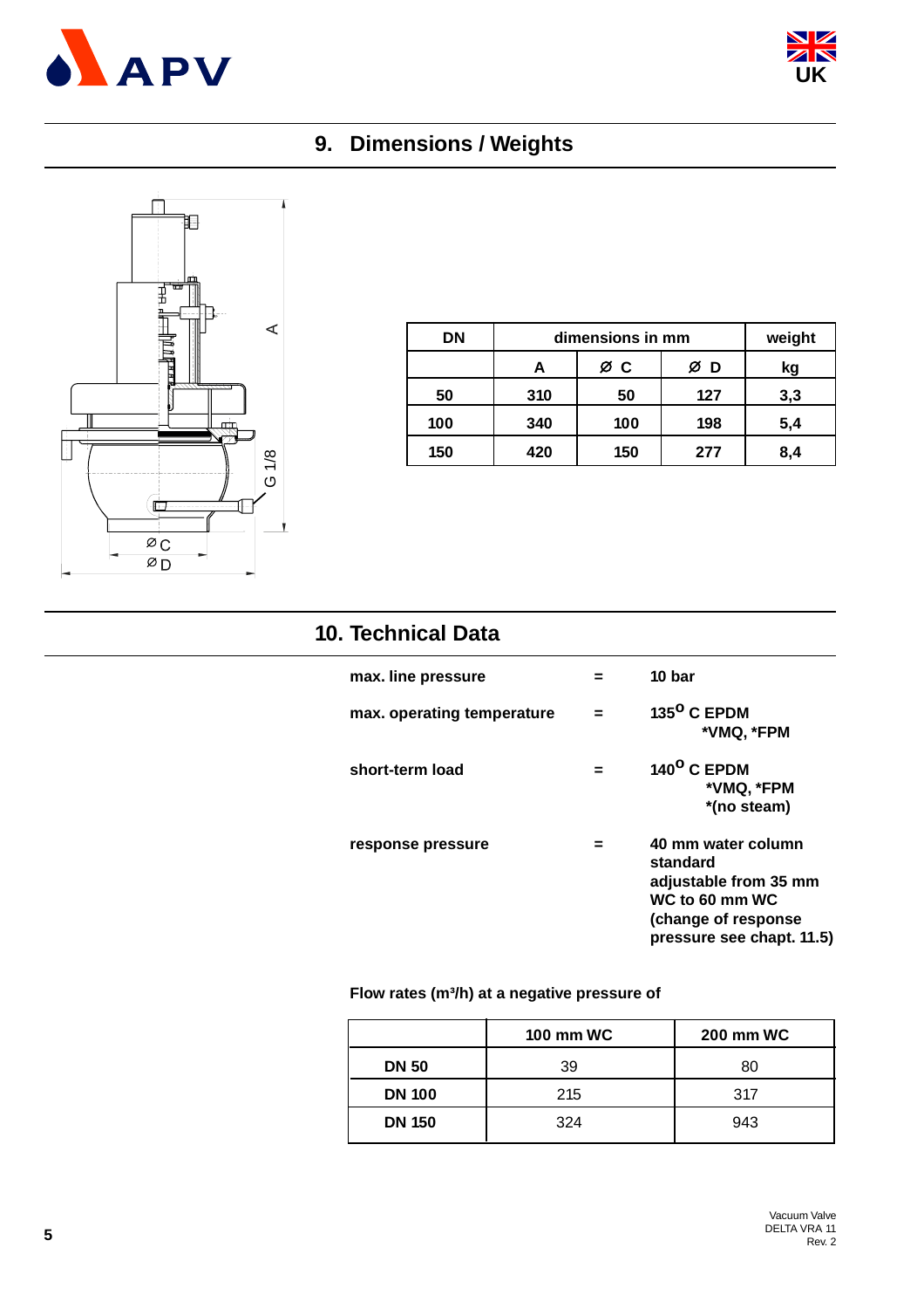## 9. Dimensions / Weights

| DN | dimensions in mm | | | weight |
|---|---|---|---|---|
| | A | Ø C | Ø D | kg |
| 50 | 310 | 50 | 127 | 3,3 |
| 100 | 340 | 100 | 198 | 5,4 |
| 150 | 420 | 150 | 277 | 8,4 |

## 10. Technical Data

| | | |
|---|---|---|
| **max. line pressure** | **=** | **10 bar** |
| **max. operating temperature** | **=** | **135° C EPDM** **\*VMQ, \*FPM** |
| **short-term load** | **=** | **140° C EPDM** **\*VMQ, \*FPM** **\*(no steam)** |
| **response pressure** | **=** | **40 mm water column standard adjustable from 35 mm WC to 60 mm WC (change of response pressure see chapt. 11.5)** |

**Flow rates (m³/h) at a negative pressure of**

| | 100 mm WC | 200 mm WC |
|---|---|---|
| **DN 50** | 39 | 80 |
| **DN 100** | 215 | 317 |
| **DN 150** | 324 | 943 |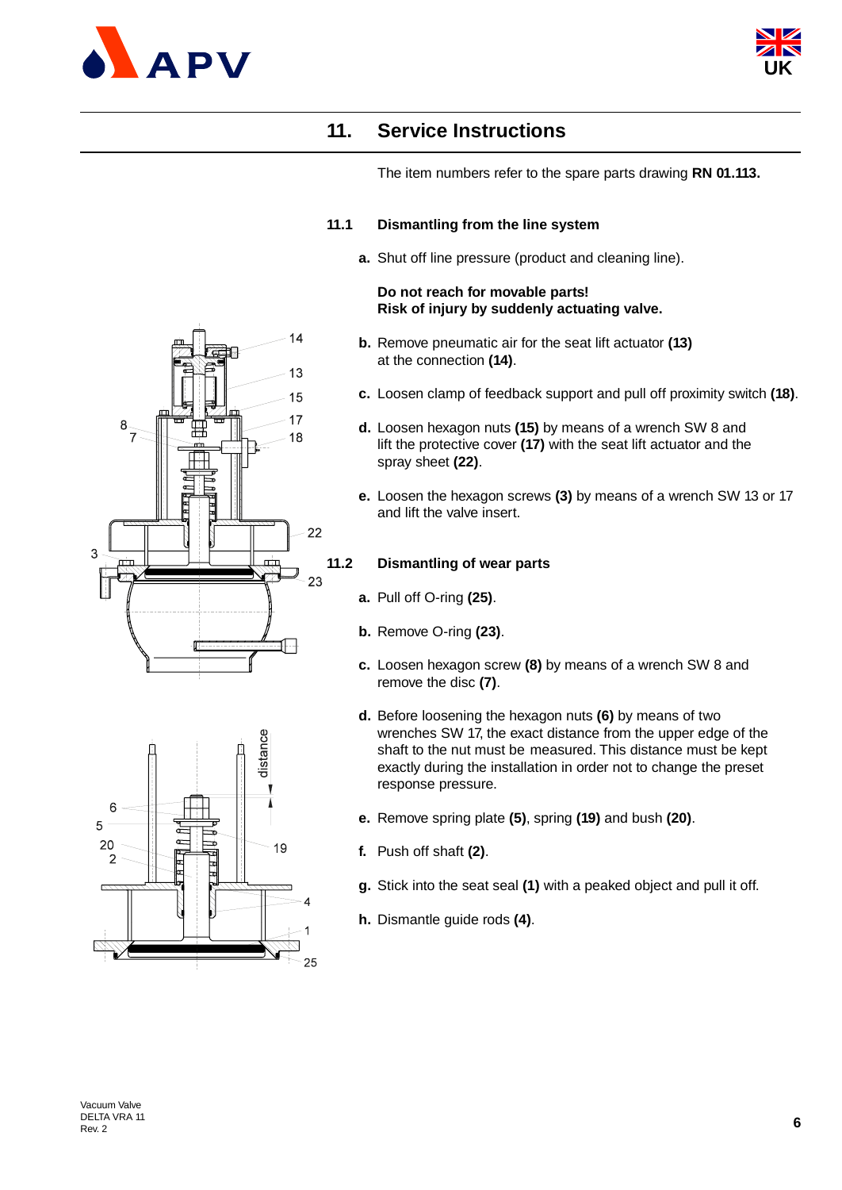## 11. Service Instructions

The item numbers refer to the spare parts drawing **RN 01.113.**

### 11.1 Dismantling from the line system

**a.** Shut off line pressure (product and cleaning line).

**Do not reach for movable parts!**
**Risk of injury by suddenly actuating valve.**

**b.** Remove pneumatic air for the seat lift actuator **(13)** at the connection **(14)**.

**c.** Loosen clamp of feedback support and pull off proximity switch **(18)**.

**d.** Loosen hexagon nuts **(15)** by means of a wrench SW 8 and lift the protective cover **(17)** with the seat lift actuator and the spray sheet **(22)**.

**e.** Loosen the hexagon screws **(3)** by means of a wrench SW 13 or 17 and lift the valve insert.

### 11.2 Dismantling of wear parts

**a.** Pull off O-ring **(25)**.

**b.** Remove O-ring **(23)**.

**c.** Loosen hexagon screw **(8)** by means of a wrench SW 8 and remove the disc **(7)**.

**d.** Before loosening the hexagon nuts **(6)** by means of two wrenches SW 17, the exact distance from the upper edge of the shaft to the nut must be measured. This distance must be kept exactly during the installation in order not to change the preset response pressure.

**e.** Remove spring plate **(5)**, spring **(19)** and bush **(20)**.

**f.** Push off shaft **(2)**.

**g.** Stick into the seat seal **(1)** with a peaked object and pull it off.

**h.** Dismantle guide rods **(4)**.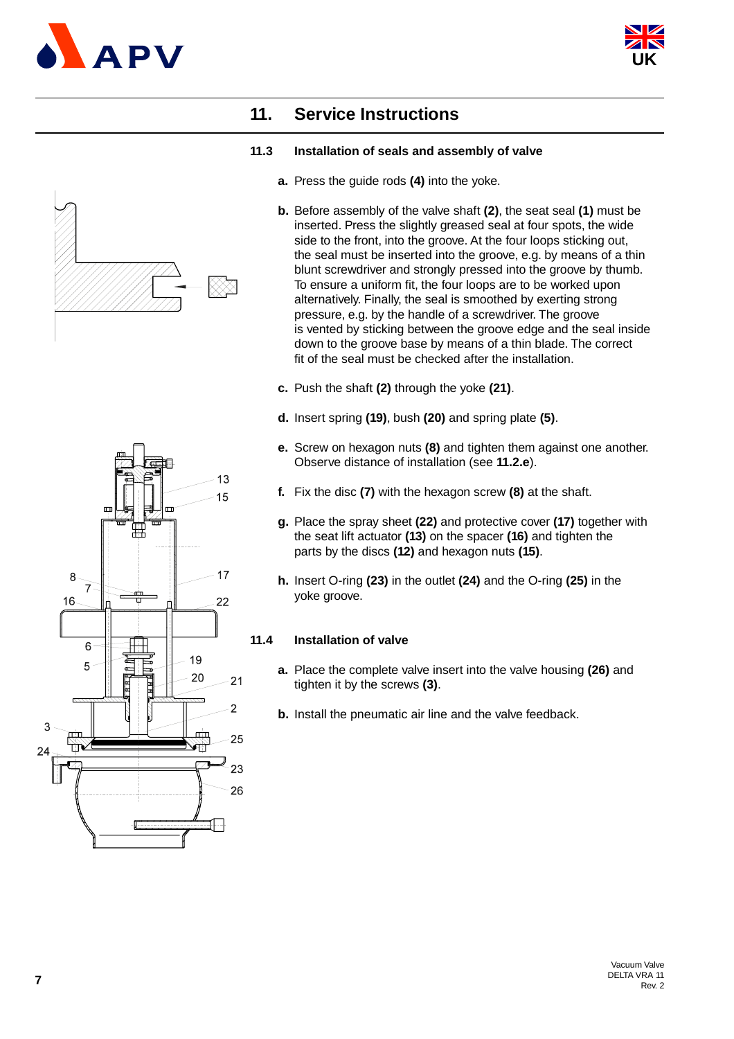# 11. Service Instructions

## 11.3 Installation of seals and assembly of valve

**a.** Press the guide rods **(4)** into the yoke.

**b.** Before assembly of the valve shaft **(2)**, the seat seal **(1)** must be inserted. Press the slightly greased seal at four spots, the wide side to the front, into the groove. At the four loops sticking out, the seal must be inserted into the groove, e.g. by means of a thin blunt screwdriver and strongly pressed into the groove by thumb. To ensure a uniform fit, the four loops are to be worked upon alternatively. Finally, the seal is smoothed by exerting strong pressure, e.g. by the handle of a screwdriver. The groove is vented by sticking between the groove edge and the seal inside down to the groove base by means of a thin blade. The correct fit of the seal must be checked after the installation.

**c.** Push the shaft **(2)** through the yoke **(21)**.

**d.** Insert spring **(19)**, bush **(20)** and spring plate **(5)**.

**e.** Screw on hexagon nuts **(8)** and tighten them against one another. Observe distance of installation (see **11.2.e**).

**f.** Fix the disc **(7)** with the hexagon screw **(8)** at the shaft.

**g.** Place the spray sheet **(22)** and protective cover **(17)** together with the seat lift actuator **(13)** on the spacer **(16)** and tighten the parts by the discs **(12)** and hexagon nuts **(15)**.

**h.** Insert O-ring **(23)** in the outlet **(24)** and the O-ring **(25)** in the yoke groove.

## 11.4 Installation of valve

**a.** Place the complete valve insert into the valve housing **(26)** and tighten it by the screws **(3)**.

**b.** Install the pneumatic air line and the valve feedback.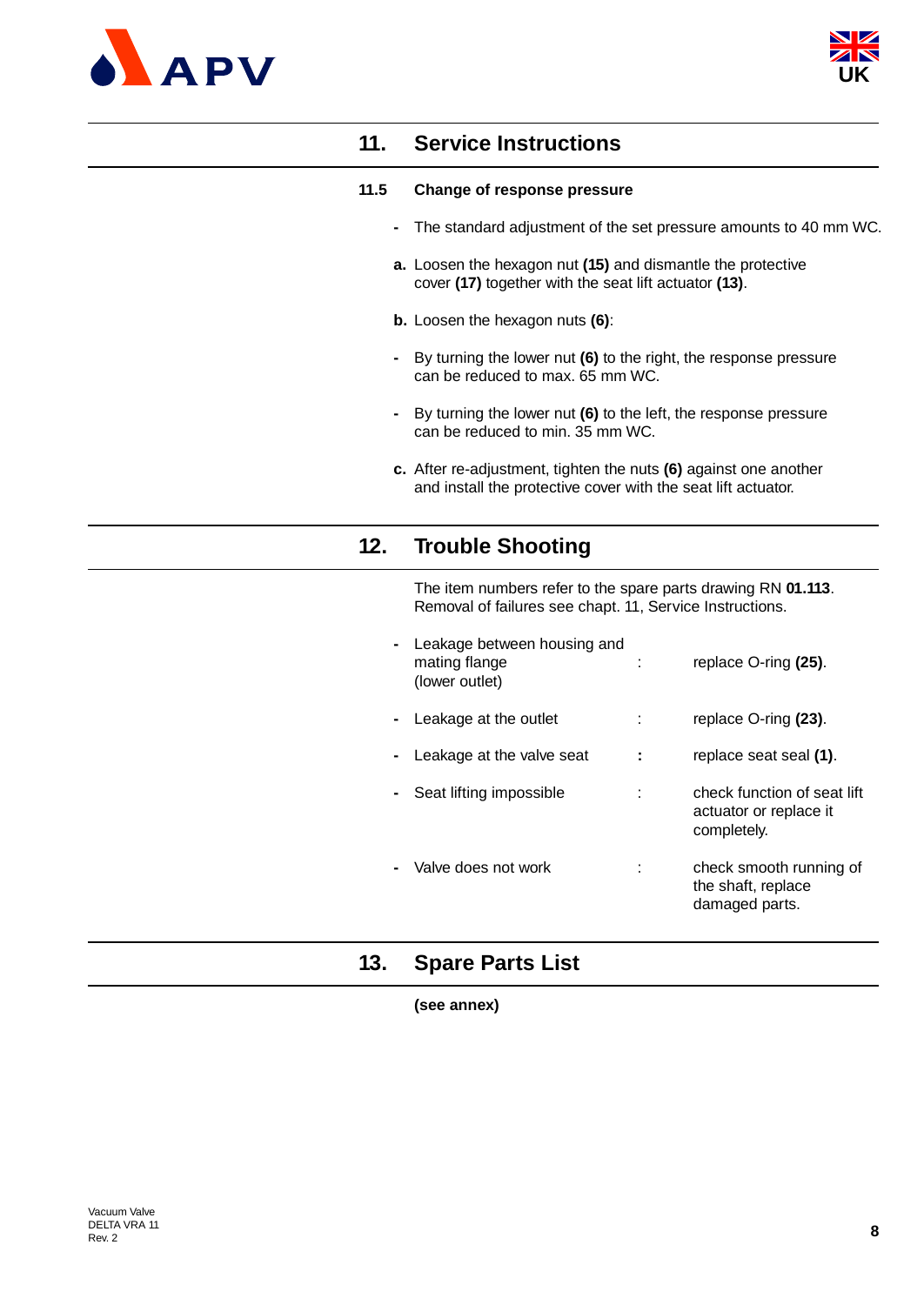## 11. Service Instructions

### 11.5 Change of response pressure

- The standard adjustment of the set pressure amounts to 40 mm WC.

**a.** Loosen the hexagon nut **(15)** and dismantle the protective cover **(17)** together with the seat lift actuator **(13)**.

**b.** Loosen the hexagon nuts **(6)**:

- By turning the lower nut **(6)** to the right, the response pressure can be reduced to max. 65 mm WC.
- By turning the lower nut **(6)** to the left, the response pressure can be reduced to min. 35 mm WC.

**c.** After re-adjustment, tighten the nuts **(6)** against one another and install the protective cover with the seat lift actuator.

## 12. Trouble Shooting

The item numbers refer to the spare parts drawing RN **01.113**. Removal of failures see chapt. 11, Service Instructions.

| | | |
|---|---|---|
| - Leakage between housing and mating flange (lower outlet) | : | replace O-ring **(25)**. |
| - Leakage at the outlet | : | replace O-ring **(23)**. |
| - Leakage at the valve seat | : | replace seat seal **(1)**. |
| - Seat lifting impossible | : | check function of seat lift actuator or replace it completely. |
| - Valve does not work | : | check smooth running of the shaft, replace damaged parts. |

## 13. Spare Parts List

**(see annex)**

Vacuum Valve
DELTA VRA 11
Rev. 2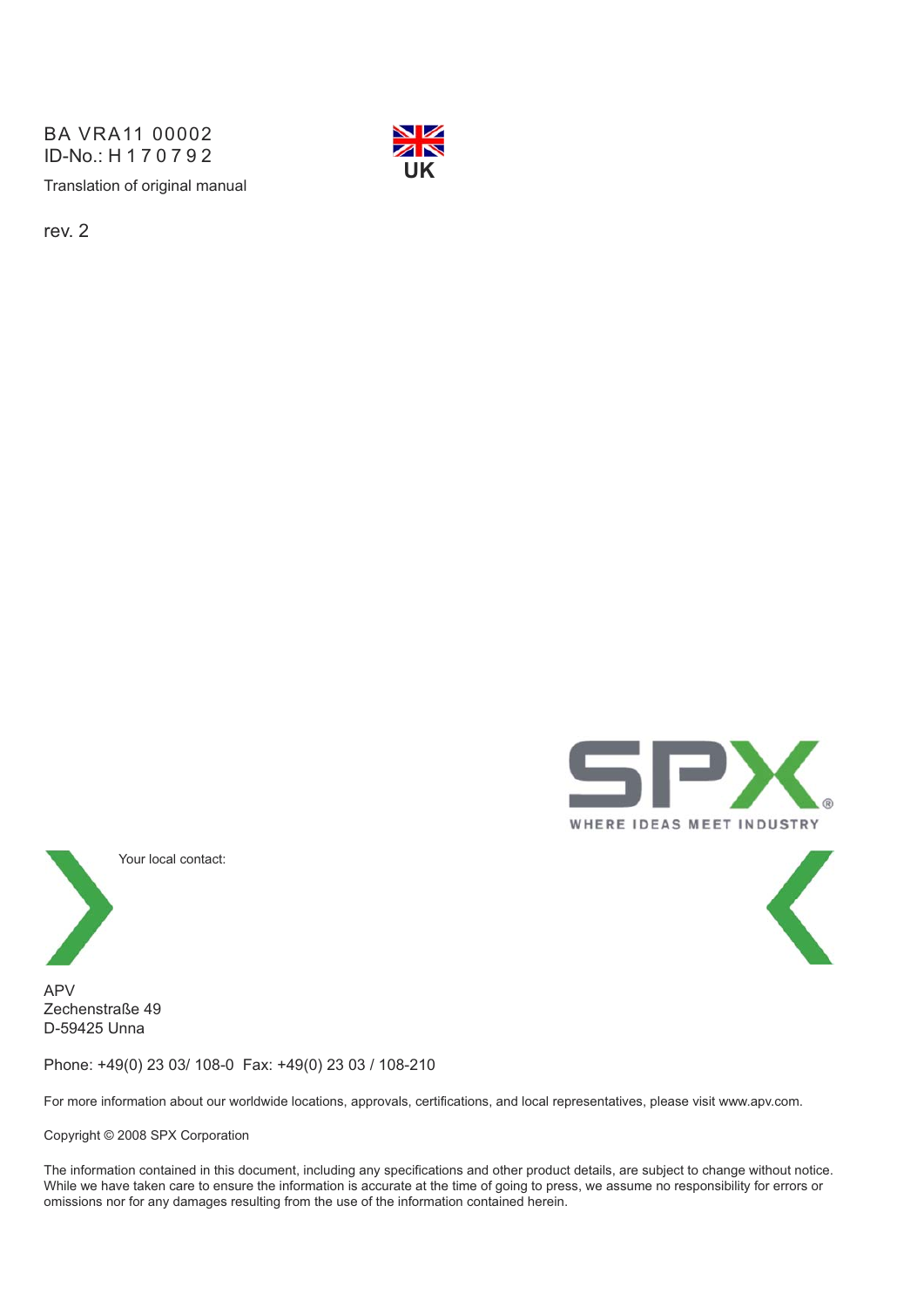BA VRA11 00002
ID-No.: H 1 7 0 7 9 2

Translation of original manual

UK

rev. 2

SPX

WHERE IDEAS MEET INDUSTRY

Your local contact:

APV
Zechenstraße 49
D-59425 Unna

Phone: +49(0) 23 03/ 108-0 Fax: +49(0) 23 03 / 108-210

For more information about our worldwide locations, approvals, certifications, and local representatives, please visit www.apv.com.

Copyright © 2008 SPX Corporation

The information contained in this document, including any specifications and other product details, are subject to change without notice. While we have taken care to ensure the information is accurate at the time of going to press, we assume no responsibility for errors or omissions nor for any damages resulting from the use of the information contained herein.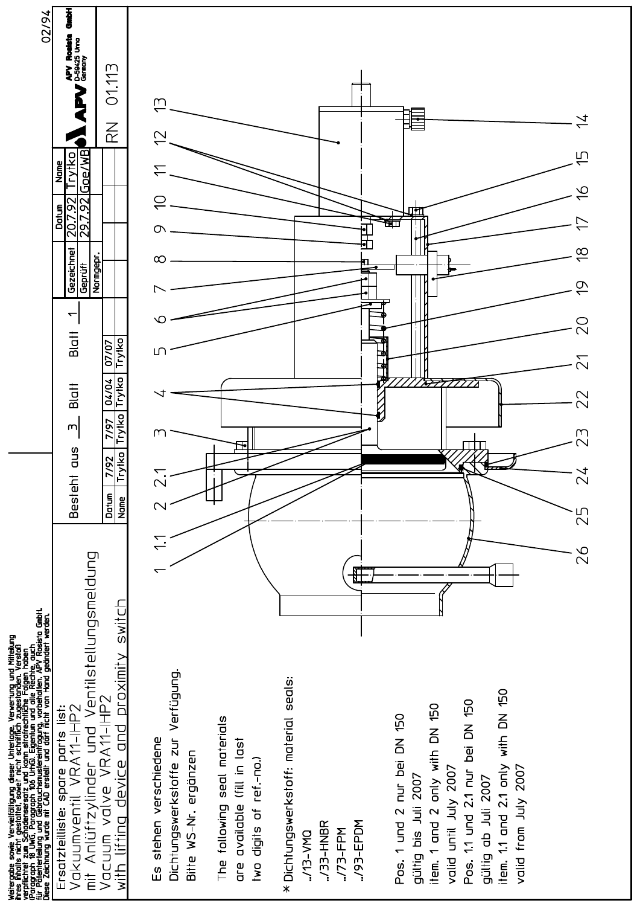Weitergabe sowie Vervielfältigung dieser Unterlage, Verwertung und Mitteilung ihres Inhalts nicht gestattet, soweit nicht schriftlich zugestanden. Verstoß verpflichtet zum Schadenersatz und kann strafrechtliche Folgen haben (Paragraph 18 UWG, Paragraph 106 UrhG). Eigentum und alle Rechte, auch für Patenterteilung und Gebrauchsmustereintragung, vorbehalten. APV Rosista GmbH. Diese Zeichnung wurde mit CAD erstellt und darf nicht von Hand geändert werden.

# Ersatzteilliste: spare parts list:

## Vakuumventil VRA11-IHP2 mit Anlüftzylinder und Ventilstellungsmeldung

## Vacuum valve VRA11-IHP2 with lifting device and proximity switch

Besteht aus 3 Blatt Blatt 1

| Datum | 7/92 | 7/97 | 04/04 | 07/07 |
|---|---|---|---|---|
| Name | Trytko | Trytko | Trytko | Trytko |

| | Datum | Name |
|---|---|---|
| Gezeichnet | 20.7.92 | Trytko |
| Geprüft | 29.7.92 | Goe/WB |
| Normgepr. | | |

APV Rosista GmbH D-59425 Unna Germany

RN 01.113

02/94

1, 1.1, 2, 2.1, 3, 4, 5, 6, 7, 8, 9, 10, 11, 12, 13, 14, 15, 16, 17, 18, 19, 20, 21, 22, 23, 24, 25, 26

Es stehen verschiedene Dichtungswerkstoffe zur Verfügung. Bitte WS-Nr. ergänzen

The following seal materials are available (fill in last two digits of ref.-no.)

\* Dichtungswerkstoff: material seals:

- ../13-VMQ
- ../33-HNBR
- ../73-FPM
- ../93-EPDM

Pos. 1 und 2 nur bei DN 150 gültig bis Juli 2007

item. 1 and 2 only with DN 150 valid until July 2007

Pos. 1.1 und 2.1 nur bei DN 150 gültig ab Juli 2007

item. 1.1 and 2.1 only with DN 150 valid from July 2007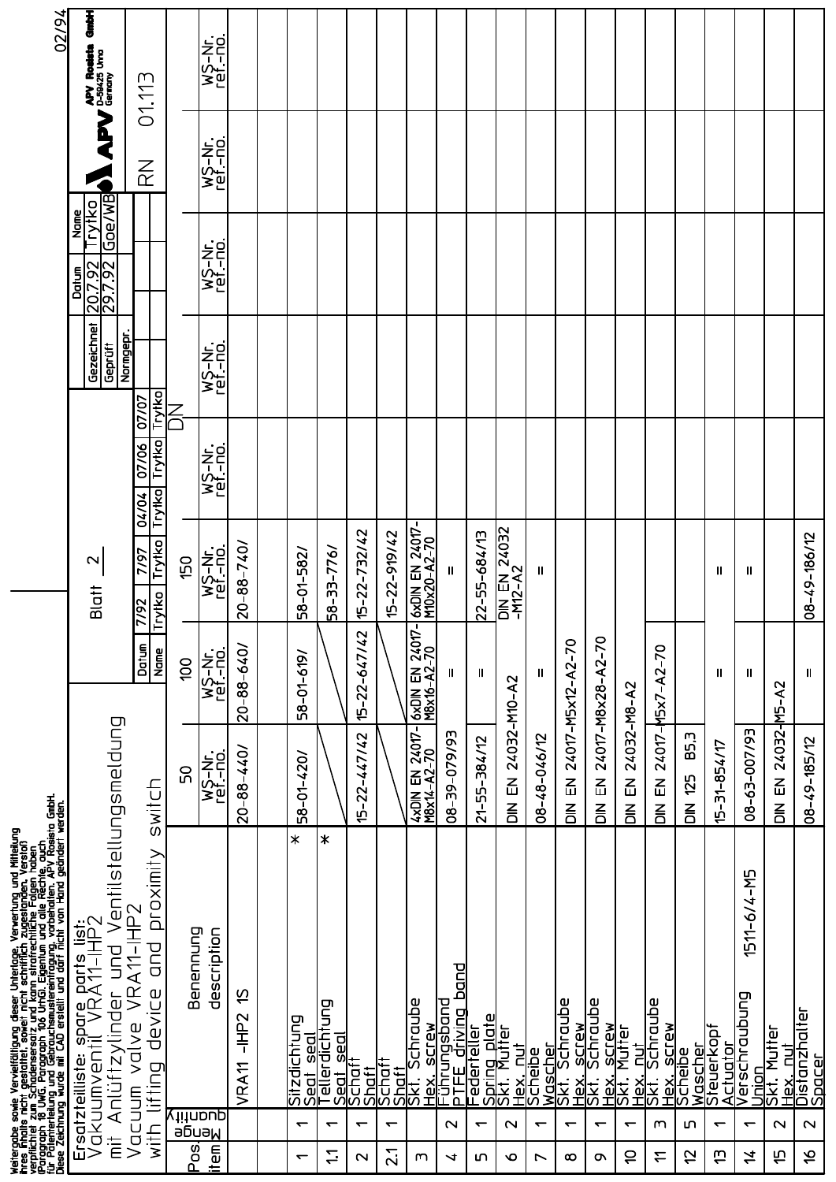Weitergabe sowie Vervielfältigung dieser Unterlage, Verwertung und Mitteilung ihres Inhalts nicht gestattet, soweit nicht schriftlich zugestanden. Verstoß verpflichtet zum Schadenersatz und kann strafrechtliche Folgen haben (Paragraph 18 UWG, Paragraph 106 UrhG). Eigentum und alle Rechte, auch für Patenterteilung und Gebrauchsmustereintragung, vorbehalten. APV Rosista GmbH. Diese Zeichnung wurde mit CAD erstellt und darf nicht von Hand geändert werden.

02/94

# Ersatzteilliste: spare parts list:

## Vakuumventil VRA11-IHP2 mit Anlüftzylinder und Ventilstellungsmeldung

## Vacuum valve VRA11-IHP2 with lifting device and proximity switch

Blatt 2

| Datum | 7/92 | 7/97 | 04/04 | 07/06 | 07/07 |
|---|---|---|---|---|---|
| Name | Trytko | Trytko | Trytko | Trytko | Trytko |

| | Datum | Name |
|---|---|---|
| Gezeichnet | 20.7.92 | Trytko |
| Geprüft | 29.7.92 | Goe/WB |
| Normgepr. | | |

APV Rosista GmbH, D-59425 Unna, Germany

RN 01.113

| Pos. item | Menge quantity | Benennung description | DN 50 WS-Nr. ref.-no. | DN 100 WS-Nr. ref.-no. | DN 150 WS-Nr. ref.-no. | WS-Nr. ref.-no. | WS-Nr. ref.-no. | WS-Nr. ref.-no. | WS-Nr. ref.-no. | WS-Nr. ref.-no. |
|---|---|---|---|---|---|---|---|---|---|---|
| | | VRA11 -IHP2 1S | 20-88-440/ | 20-88-640/ | 20-88-740/ | | | | | |
| 1 | 1 | Sitzdichtung / Seat seal * | 58-01-420/ | 58-01-619/ | 58-01-582/ | | | | | |
| 1.1 | 1 | Tellerdichtung / Seat seal * | | | 58-33-776/ | | | | | |
| 2 | 1 | Schaft / Shaft | 15-22-447/42 | 15-22-647/42 | 15-22-732/42 | | | | | |
| 2.1 | 1 | Schaft / Shaft | | | 15-22-919/42 | | | | | |
| 3 | | Skt. Schraube / Hex. screw | 4xDIN EN 24017-M8x14-A2-70 | 6xDIN EN 24017-M8x16-A2-70 | 6xDIN EN 24017-M10x20-A2-70 | | | | | |
| 4 | 2 | Führungsband / PTFE driving band | 08-39-079/93 | = | = | | | | | |
| 5 | 1 | Federteller / Spring plate | 21-55-384/12 | = | 22-55-684/13 | | | | | |
| 6 | 2 | Skt. Mutter / Hex. nut | DIN EN 24032-M10-A2 | | DIN EN 24032-M12-A2 | | | | | |
| 7 | 1 | Scheibe / Wascher | 08-48-046/12 | = | = | | | | | |
| 8 | 1 | Skt. Schraube / Hex. screw | DIN EN 24017-M5x12-A2-70 | | | | | | | |
| 9 | 1 | Skt. Schraube / Hex. screw | DIN EN 24017-M8x28-A2-70 | | | | | | | |
| 10 | 1 | Skt. Mutter / Hex. nut | DIN EN 24032-M8-A2 | | | | | | | |
| 11 | 3 | Skt. Schraube / Hex. screw | DIN EN 24017-M5x7-A2-70 | | | | | | | |
| 12 | 5 | Scheibe / Wascher | DIN 125 B5,3 | | | | | | | |
| 13 | 1 | Steuerkopf / Actuator | 15-31-854/17 | = | = | | | | | |
| 14 | 1 | Verschraubung / Union 1511-6/4-M5 | 08-63-007/93 | = | = | | | | | |
| 15 | 2 | Skt. Mutter / Hex. nut | DIN EN 24032-M5-A2 | | | | | | | |
| 16 | 2 | Distanzhalter / Spacer | 08-49-185/12 | = | 08-49-186/12 | | | | | |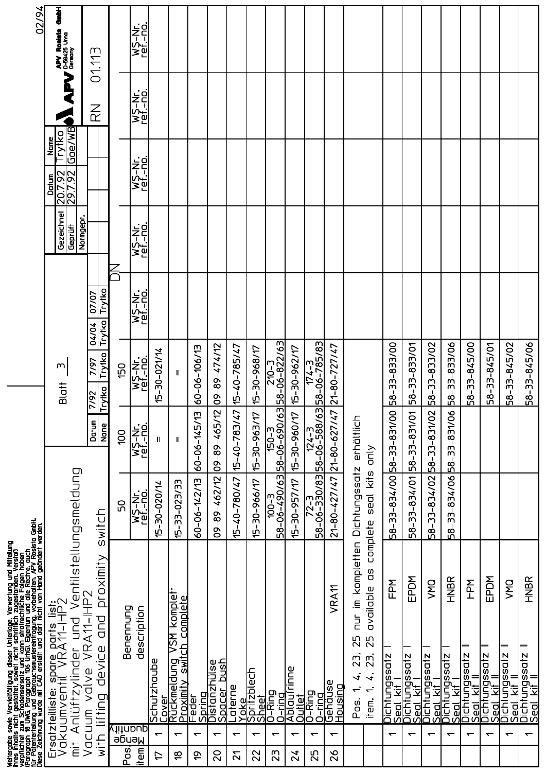Weitergabe sowie Vervielfältigung dieser Unterlage, Verwertung und Mitteilung ihres Inhalts nicht gestattet, soweit nicht schriftlich zugestanden. Verstoß verpflichtet zu Schadenersatz und kann strafrechtliche Folgen haben (Paragraph 18 UWG, Paragraph 106 UrhG). Eigentum und alle Rechte, auch für Patenterteilung und Gebrauchsmustereintragung, vorbehalten. APV Rosista GmbH. Diese Zeichnung wurde mit CAD erstellt und darf nicht von Hand geändert werden.

02/94

## Ersatzteilliste: spare parts list:

**Vakuumventil VRA11-IHP2**
**mit Anlüftzylinder und Ventilstellungsmeldung**

**Vacuum valve VRA11-IHP2**
**with lifting device and proximity switch**

Blatt 3

| Datum | 7/92 | 7/97 | 04/04 | 07/07 |
|---|---|---|---|---|
| Name | Trytko | Trytko | Trytko | Trytko |

| | Datum | Name |
|---|---|---|
| Gezeichnet | 20.7.92 | Trytko |
| Geprüft | 29.7.92 | Goe/WB |
| Normgepr. | | |

APV Rosista GmbH, D-59425 Unna, Germany

RN 01.113

| Pos. item | Menge quantity | Benennung description | DN 50 WS-Nr. ref.-no. | DN 100 WS-Nr. ref.-no. | DN 150 WS-Nr. ref.-no. | WS-Nr. ref.-no. | WS-Nr. ref.-no. | WS-Nr. ref.-no. | WS-Nr. ref.-no. | WS-Nr. ref.-no. |
|---|---|---|---|---|---|---|---|---|---|---|
| 17 | 1 | Schutzhaube / Cover | 15-30-020/14 | = | 15-30-021/14 | | | | | |
| 18 | 1 | Rückmeldung VSM komplett / Proximity switch complete | 15-33-023/33 | = | = | | | | | |
| 19 | 1 | Feder / Spring | 60-06-142/13 | 60-06-145/13 | 60-06-106/13 | | | | | |
| 20 | 1 | Distanzhülse / Spacer bush | 09-89-462/12 | 09-89-465/12 | 09-89-474/12 | | | | | |
| 21 | 1 | Laterne / Yoke | 15-40-780/47 | 15-40-783/47 | 15-40-785/47 | | | | | |
| 22 | 1 | Spritzblech / Sheet | 15-30-966/17 | 15-30-963/17 | 15-30-968/17 | | | | | |
| 23 | 1 | O-Ring / O-ring | 100-3 58-06-490/63 | 150-3 58-06-690/63 | 210-3 58-06-822/63 | | | | | |
| 24 | 1 | Ablaufrinne / Outlet | 15-30-957/17 | 15-30-960/17 | 15-30-962/17 | | | | | |
| 25 | 1 | O-Ring / O-ring | 72-3 58-06-330/83 | 124-3 58-06-588/63 | 174-3 58-06-785/83 | | | | | |
| 26 | 1 | Gehäuse / Housing VRA11 | 21-80-427/47 | 21-80-627/47 | 21-80-727/47 | | | | | |
| | | Pos. 1, 4, 23, 25 nur im kompletten Dichtungssatz erhältlich / item. 1, 4, 23, 25 available as complete seal kits only | | | | | | | | |
| | 1 | Dichtungssatz I / Seal kit I FPM | 58-33-834/00 | 58-33-831/00 | 58-33-833/00 | | | | | |
| | 1 | Dichtungssatz I / Seal kit I EPDM | 58-33-834/01 | 58-33-831/01 | 58-33-833/01 | | | | | |
| | 1 | Dichtungssatz I / Seal kit I VMQ | 58-33-834/02 | 58-33-831/02 | 58-33-833/02 | | | | | |
| | 1 | Dichtungssatz I / Seal kit I HNBR | 58-33-834/06 | 58-33-831/06 | 58-33-833/06 | | | | | |
| | 1 | Dichtungssatz II / Seal kit II FPM | | | 58-33-845/00 | | | | | |
| | 1 | Dichtungssatz II / Seal kit II EPDM | | | 58-33-845/01 | | | | | |
| | 1 | Dichtungssatz II / Seal kit II VMQ | | | 58-33-845/02 | | | | | |
| | 1 | Dichtungssatz II / Seal kit II HNBR | | | 58-33-845/06 | | | | | |